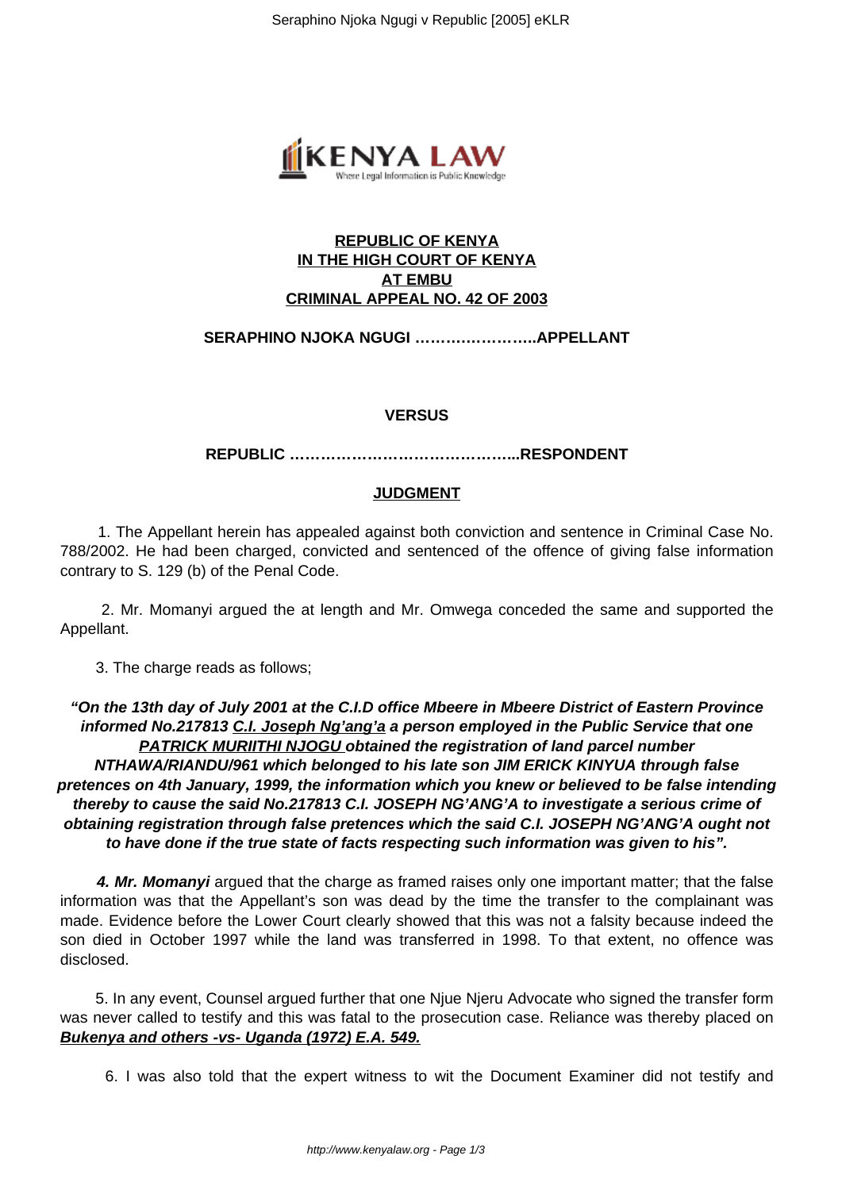**REPUBLIC OF KENYA**
**IN THE HIGH COURT OF KENYA**
**AT EMBU**
**CRIMINAL APPEAL NO. 42 OF 2003**

**SERAPHINO NJOKA NGUGI …………………..APPELLANT**

**VERSUS**

**REPUBLIC ……………………………………..RESPONDENT**

## JUDGMENT

1. The Appellant herein has appealed against both conviction and sentence in Criminal Case No. 788/2002. He had been charged, convicted and sentenced of the offence of giving false information contrary to S. 129 (b) of the Penal Code.

2. Mr. Momanyi argued the at length and Mr. Omwega conceded the same and supported the Appellant.

3. The charge reads as follows;

**"On the 13th day of July 2001 at the C.I.D office Mbeere in Mbeere District of Eastern Province informed No.217813 C.I. Joseph Ng'ang'a a person employed in the Public Service that one PATRICK MURIITHI NJOGU obtained the registration of land parcel number NTHAWA/RIANDU/961 which belonged to his late son JIM ERICK KINYUA through false pretences on 4th January, 1999, the information which you knew or believed to be false intending thereby to cause the said No.217813 C.I. JOSEPH NG'ANG'A to investigate a serious crime of obtaining registration through false pretences which the said C.I. JOSEPH NG'ANG'A ought not to have done if the true state of facts respecting such information was given to his".**

4. ***Mr. Momanyi*** argued that the charge as framed raises only one important matter; that the false information was that the Appellant's son was dead by the time the transfer to the complainant was made. Evidence before the Lower Court clearly showed that this was not a falsity because indeed the son died in October 1997 while the land was transferred in 1998. To that extent, no offence was disclosed.

5. In any event, Counsel argued further that one Njue Njeru Advocate who signed the transfer form was never called to testify and this was fatal to the prosecution case. Reliance was thereby placed on ***Bukenya and others -vs- Uganda (1972) E.A. 549.***

6. I was also told that the expert witness to wit the Document Examiner did not testify and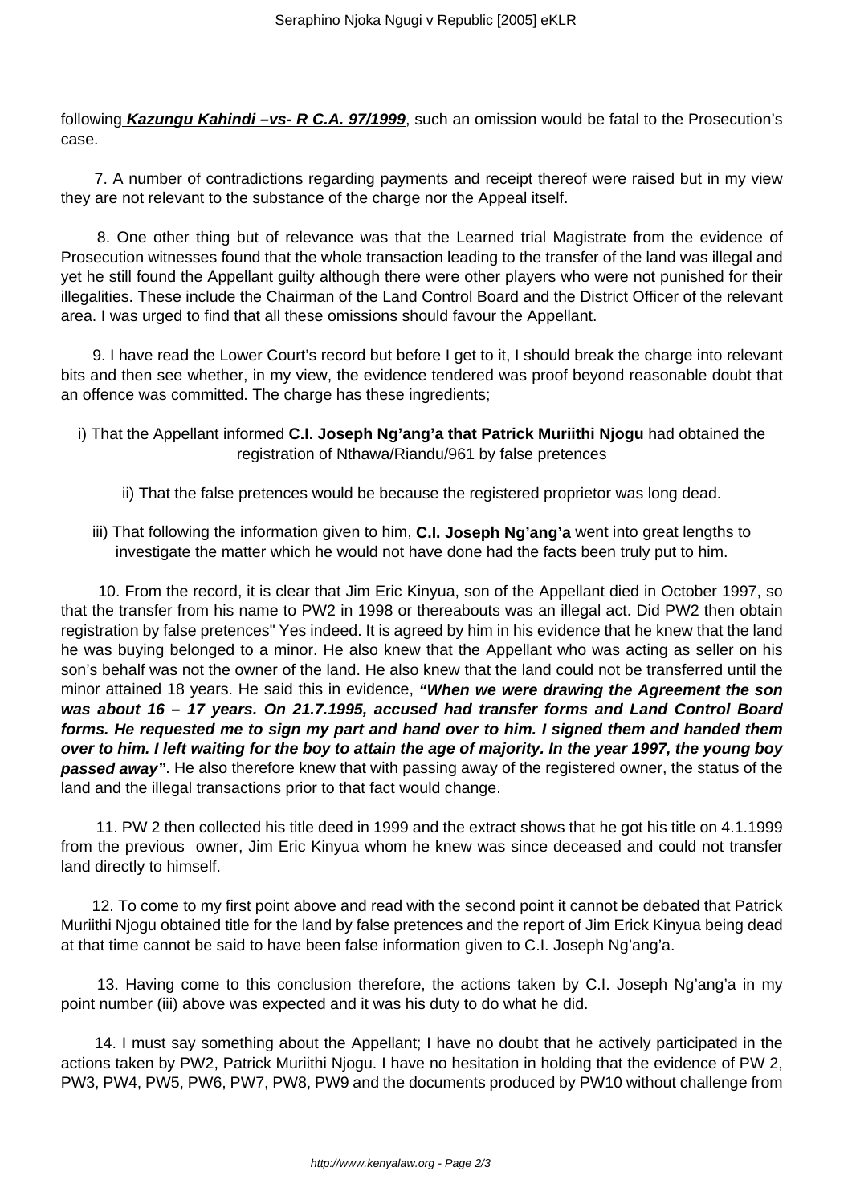following **Kazungu Kahindi –vs- R C.A. 97/1999**, such an omission would be fatal to the Prosecution's case.

7. A number of contradictions regarding payments and receipt thereof were raised but in my view they are not relevant to the substance of the charge nor the Appeal itself.

8. One other thing but of relevance was that the Learned trial Magistrate from the evidence of Prosecution witnesses found that the whole transaction leading to the transfer of the land was illegal and yet he still found the Appellant guilty although there were other players who were not punished for their illegalities. These include the Chairman of the Land Control Board and the District Officer of the relevant area. I was urged to find that all these omissions should favour the Appellant.

9. I have read the Lower Court's record but before I get to it, I should break the charge into relevant bits and then see whether, in my view, the evidence tendered was proof beyond reasonable doubt that an offence was committed. The charge has these ingredients;

i) That the Appellant informed **C.I. Joseph Ng'ang'a that Patrick Muriithi Njogu** had obtained the registration of Nthawa/Riandu/961 by false pretences

ii) That the false pretences would be because the registered proprietor was long dead.

iii) That following the information given to him, **C.I. Joseph Ng'ang'a** went into great lengths to investigate the matter which he would not have done had the facts been truly put to him.

10. From the record, it is clear that Jim Eric Kinyua, son of the Appellant died in October 1997, so that the transfer from his name to PW2 in 1998 or thereabouts was an illegal act. Did PW2 then obtain registration by false pretences" Yes indeed. It is agreed by him in his evidence that he knew that the land he was buying belonged to a minor. He also knew that the Appellant who was acting as seller on his son's behalf was not the owner of the land. He also knew that the land could not be transferred until the minor attained 18 years. He said this in evidence, ***"When we were drawing the Agreement the son was about 16 – 17 years. On 21.7.1995, accused had transfer forms and Land Control Board forms. He requested me to sign my part and hand over to him. I signed them and handed them over to him. I left waiting for the boy to attain the age of majority. In the year 1997, the young boy passed away"***. He also therefore knew that with passing away of the registered owner, the status of the land and the illegal transactions prior to that fact would change.

11. PW 2 then collected his title deed in 1999 and the extract shows that he got his title on 4.1.1999 from the previous owner, Jim Eric Kinyua whom he knew was since deceased and could not transfer land directly to himself.

12. To come to my first point above and read with the second point it cannot be debated that Patrick Muriithi Njogu obtained title for the land by false pretences and the report of Jim Erick Kinyua being dead at that time cannot be said to have been false information given to C.I. Joseph Ng'ang'a.

13. Having come to this conclusion therefore, the actions taken by C.I. Joseph Ng'ang'a in my point number (iii) above was expected and it was his duty to do what he did.

14. I must say something about the Appellant; I have no doubt that he actively participated in the actions taken by PW2, Patrick Muriithi Njogu. I have no hesitation in holding that the evidence of PW 2, PW3, PW4, PW5, PW6, PW7, PW8, PW9 and the documents produced by PW10 without challenge from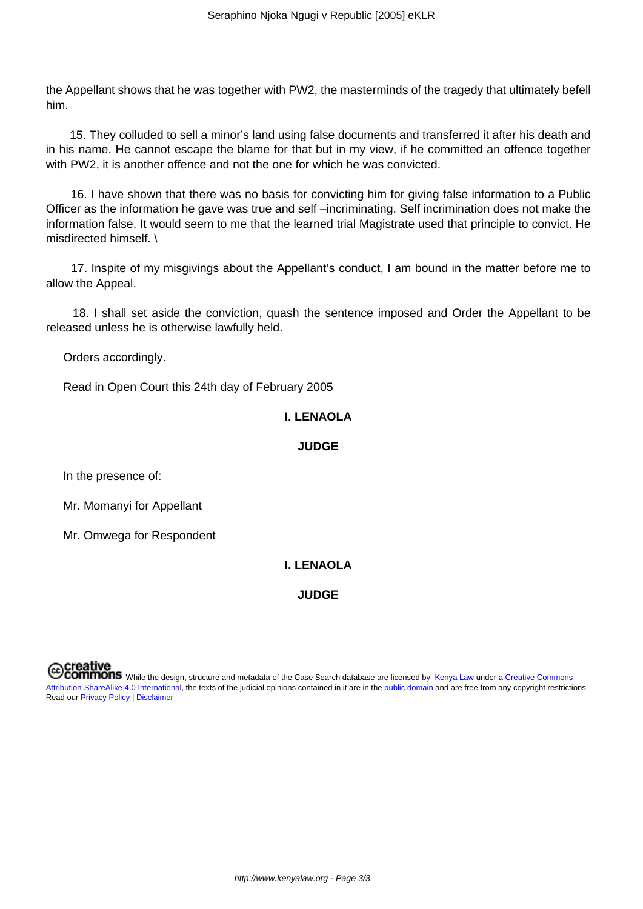the Appellant shows that he was together with PW2, the masterminds of the tragedy that ultimately befell him.

15. They colluded to sell a minor's land using false documents and transferred it after his death and in his name. He cannot escape the blame for that but in my view, if he committed an offence together with PW2, it is another offence and not the one for which he was convicted.

16. I have shown that there was no basis for convicting him for giving false information to a Public Officer as the information he gave was true and self –incriminating. Self incrimination does not make the information false. It would seem to me that the learned trial Magistrate used that principle to convict. He misdirected himself. \

17. Inspite of my misgivings about the Appellant's conduct, I am bound in the matter before me to allow the Appeal.

18. I shall set aside the conviction, quash the sentence imposed and Order the Appellant to be released unless he is otherwise lawfully held.

Orders accordingly.

Read in Open Court this 24th day of February 2005

**I. LENAOLA**

**JUDGE**

In the presence of:

Mr. Momanyi for Appellant

Mr. Omwega for Respondent

**I. LENAOLA**

**JUDGE**

While the design, structure and metadata of the Case Search database are licensed by Kenya Law under a Creative Commons Attribution-ShareAlike 4.0 International, the texts of the judicial opinions contained in it are in the public domain and are free from any copyright restrictions. Read our Privacy Policy | Disclaimer